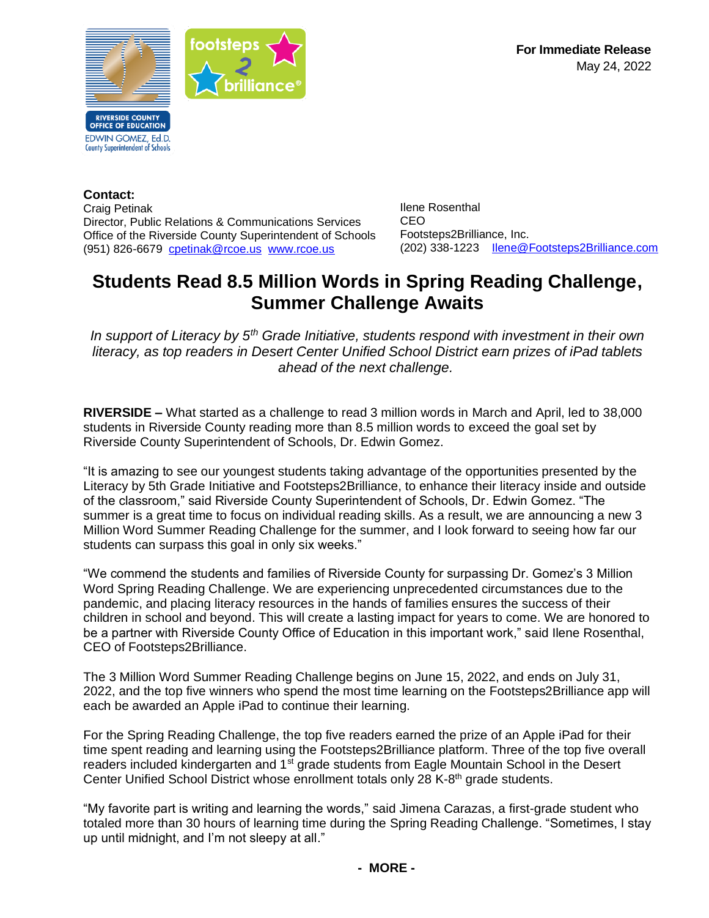RIVERSIDE COUNTY OFFICE OF EDUCATION
EDWIN GOMEZ, Ed.D.
County Superintendent of Schools

footsteps 2 brilliance®

**For Immediate Release**
May 24, 2022

**Contact:**

Craig Petinak
Director, Public Relations & Communications Services
Office of the Riverside County Superintendent of Schools
(951) 826-6679 cpetinak@rcoe.us www.rcoe.us

Ilene Rosenthal
CEO
Footsteps2Brilliance, Inc.
(202) 338-1223 Ilene@Footsteps2Brilliance.com

# Students Read 8.5 Million Words in Spring Reading Challenge, Summer Challenge Awaits

*In support of Literacy by 5th Grade Initiative, students respond with investment in their own literacy, as top readers in Desert Center Unified School District earn prizes of iPad tablets ahead of the next challenge.*

**RIVERSIDE –** What started as a challenge to read 3 million words in March and April, led to 38,000 students in Riverside County reading more than 8.5 million words to exceed the goal set by Riverside County Superintendent of Schools, Dr. Edwin Gomez.

"It is amazing to see our youngest students taking advantage of the opportunities presented by the Literacy by 5th Grade Initiative and Footsteps2Brilliance, to enhance their literacy inside and outside of the classroom," said Riverside County Superintendent of Schools, Dr. Edwin Gomez. "The summer is a great time to focus on individual reading skills. As a result, we are announcing a new 3 Million Word Summer Reading Challenge for the summer, and I look forward to seeing how far our students can surpass this goal in only six weeks."

"We commend the students and families of Riverside County for surpassing Dr. Gomez's 3 Million Word Spring Reading Challenge. We are experiencing unprecedented circumstances due to the pandemic, and placing literacy resources in the hands of families ensures the success of their children in school and beyond. This will create a lasting impact for years to come. We are honored to be a partner with Riverside County Office of Education in this important work," said Ilene Rosenthal, CEO of Footsteps2Brilliance.

The 3 Million Word Summer Reading Challenge begins on June 15, 2022, and ends on July 31, 2022, and the top five winners who spend the most time learning on the Footsteps2Brilliance app will each be awarded an Apple iPad to continue their learning.

For the Spring Reading Challenge, the top five readers earned the prize of an Apple iPad for their time spent reading and learning using the Footsteps2Brilliance platform. Three of the top five overall readers included kindergarten and 1st grade students from Eagle Mountain School in the Desert Center Unified School District whose enrollment totals only 28 K-8th grade students.

"My favorite part is writing and learning the words," said Jimena Carazas, a first-grade student who totaled more than 30 hours of learning time during the Spring Reading Challenge. "Sometimes, I stay up until midnight, and I'm not sleepy at all."

**- MORE -**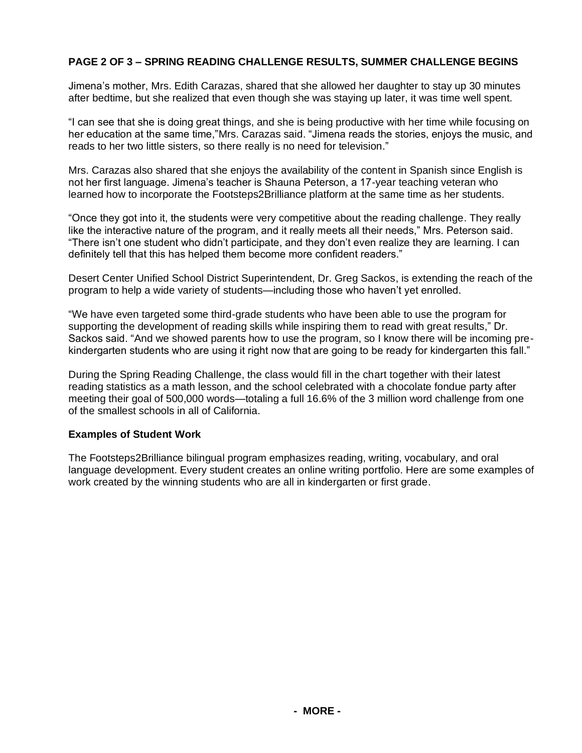**PAGE 2 OF 3 – SPRING READING CHALLENGE RESULTS, SUMMER CHALLENGE BEGINS**

Jimena's mother, Mrs. Edith Carazas, shared that she allowed her daughter to stay up 30 minutes after bedtime, but she realized that even though she was staying up later, it was time well spent.

"I can see that she is doing great things, and she is being productive with her time while focusing on her education at the same time,"Mrs. Carazas said. "Jimena reads the stories, enjoys the music, and reads to her two little sisters, so there really is no need for television."

Mrs. Carazas also shared that she enjoys the availability of the content in Spanish since English is not her first language. Jimena's teacher is Shauna Peterson, a 17-year teaching veteran who learned how to incorporate the Footsteps2Brilliance platform at the same time as her students.

"Once they got into it, the students were very competitive about the reading challenge. They really like the interactive nature of the program, and it really meets all their needs," Mrs. Peterson said. "There isn't one student who didn't participate, and they don't even realize they are learning. I can definitely tell that this has helped them become more confident readers."

Desert Center Unified School District Superintendent, Dr. Greg Sackos, is extending the reach of the program to help a wide variety of students—including those who haven't yet enrolled.

"We have even targeted some third-grade students who have been able to use the program for supporting the development of reading skills while inspiring them to read with great results," Dr. Sackos said. "And we showed parents how to use the program, so I know there will be incoming pre-kindergarten students who are using it right now that are going to be ready for kindergarten this fall."

During the Spring Reading Challenge, the class would fill in the chart together with their latest reading statistics as a math lesson, and the school celebrated with a chocolate fondue party after meeting their goal of 500,000 words—totaling a full 16.6% of the 3 million word challenge from one of the smallest schools in all of California.

**Examples of Student Work**

The Footsteps2Brilliance bilingual program emphasizes reading, writing, vocabulary, and oral language development. Every student creates an online writing portfolio. Here are some examples of work created by the winning students who are all in kindergarten or first grade.

**- MORE -**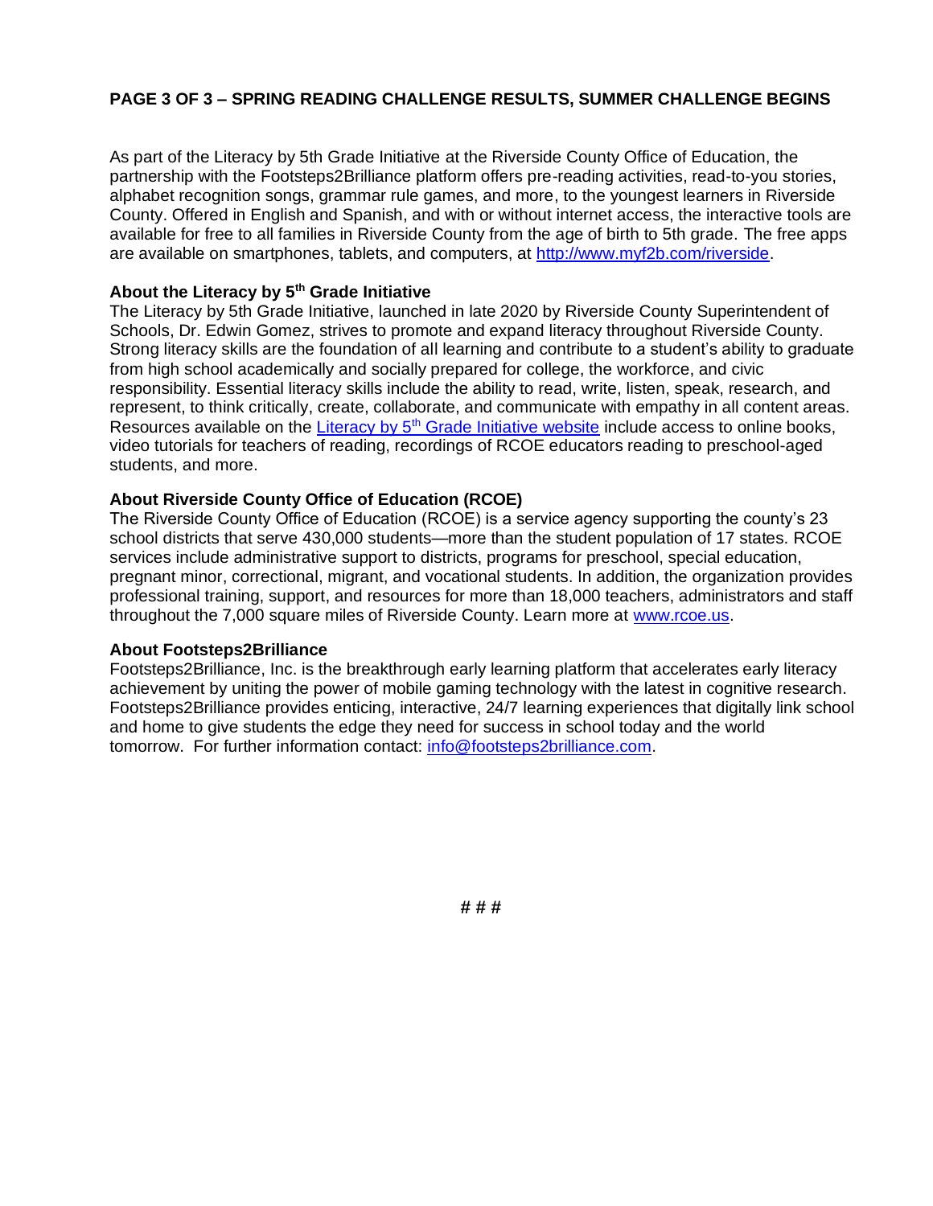As part of the Literacy by 5th Grade Initiative at the Riverside County Office of Education, the partnership with the Footsteps2Brilliance platform offers pre-reading activities, read-to-you stories, alphabet recognition songs, grammar rule games, and more, to the youngest learners in Riverside County. Offered in English and Spanish, and with or without internet access, the interactive tools are available for free to all families in Riverside County from the age of birth to 5th grade. The free apps are available on smartphones, tablets, and computers, at [http://www.myf2b.com/riverside](http://www.myf2b.com/riverside).

**About the Literacy by 5th Grade Initiative**

The Literacy by 5th Grade Initiative, launched in late 2020 by Riverside County Superintendent of Schools, Dr. Edwin Gomez, strives to promote and expand literacy throughout Riverside County. Strong literacy skills are the foundation of all learning and contribute to a student's ability to graduate from high school academically and socially prepared for college, the workforce, and civic responsibility. Essential literacy skills include the ability to read, write, listen, speak, research, and represent, to think critically, create, collaborate, and communicate with empathy in all content areas. Resources available on the Literacy by 5th Grade Initiative website include access to online books, video tutorials for teachers of reading, recordings of RCOE educators reading to preschool-aged students, and more.

**About Riverside County Office of Education (RCOE)**

The Riverside County Office of Education (RCOE) is a service agency supporting the county's 23 school districts that serve 430,000 students—more than the student population of 17 states. RCOE services include administrative support to districts, programs for preschool, special education, pregnant minor, correctional, migrant, and vocational students. In addition, the organization provides professional training, support, and resources for more than 18,000 teachers, administrators and staff throughout the 7,000 square miles of Riverside County. Learn more at [www.rcoe.us](http://www.rcoe.us).

**About Footsteps2Brilliance**

Footsteps2Brilliance, Inc. is the breakthrough early learning platform that accelerates early literacy achievement by uniting the power of mobile gaming technology with the latest in cognitive research. Footsteps2Brilliance provides enticing, interactive, 24/7 learning experiences that digitally link school and home to give students the edge they need for success in school today and the world tomorrow. For further information contact: [info@footsteps2brilliance.com](mailto:info@footsteps2brilliance.com).

# # #